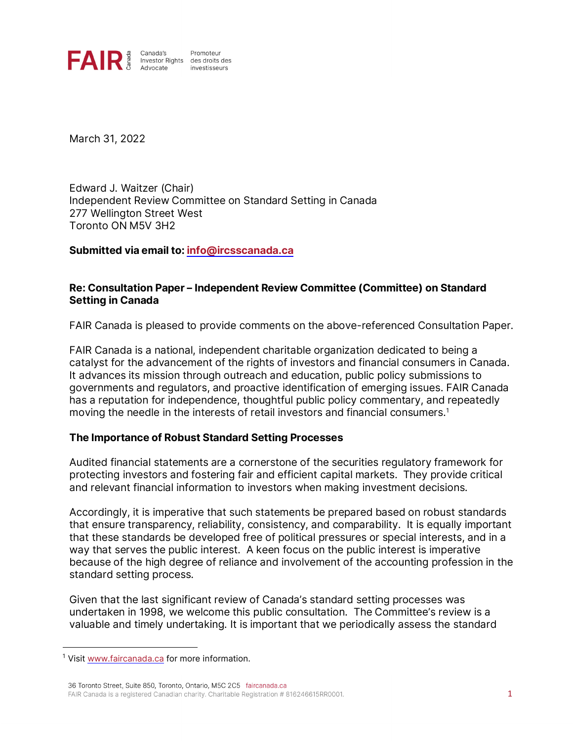FAIR Canada | Canada's Investor Rights Advocate | Promoteur des droits des investisseurs

March 31, 2022

Edward J. Waitzer (Chair)
Independent Review Committee on Standard Setting in Canada
277 Wellington Street West
Toronto ON M5V 3H2

**Submitted via email to: info@ircsscanada.ca**

**Re: Consultation Paper – Independent Review Committee (Committee) on Standard Setting in Canada**

FAIR Canada is pleased to provide comments on the above-referenced Consultation Paper.

FAIR Canada is a national, independent charitable organization dedicated to being a catalyst for the advancement of the rights of investors and financial consumers in Canada. It advances its mission through outreach and education, public policy submissions to governments and regulators, and proactive identification of emerging issues. FAIR Canada has a reputation for independence, thoughtful public policy commentary, and repeatedly moving the needle in the interests of retail investors and financial consumers.[1]

**The Importance of Robust Standard Setting Processes**

Audited financial statements are a cornerstone of the securities regulatory framework for protecting investors and fostering fair and efficient capital markets. They provide critical and relevant financial information to investors when making investment decisions.

Accordingly, it is imperative that such statements be prepared based on robust standards that ensure transparency, reliability, consistency, and comparability. It is equally important that these standards be developed free of political pressures or special interests, and in a way that serves the public interest. A keen focus on the public interest is imperative because of the high degree of reliance and involvement of the accounting profession in the standard setting process.

Given that the last significant review of Canada's standard setting processes was undertaken in 1998, we welcome this public consultation. The Committee's review is a valuable and timely undertaking. It is important that we periodically assess the standard

[1] Visit www.faircanada.ca for more information.

36 Toronto Street, Suite 850, Toronto, Ontario, M5C 2C5 faircanada.ca
FAIR Canada is a registered Canadian charity. Charitable Registration # 816246615RR0001.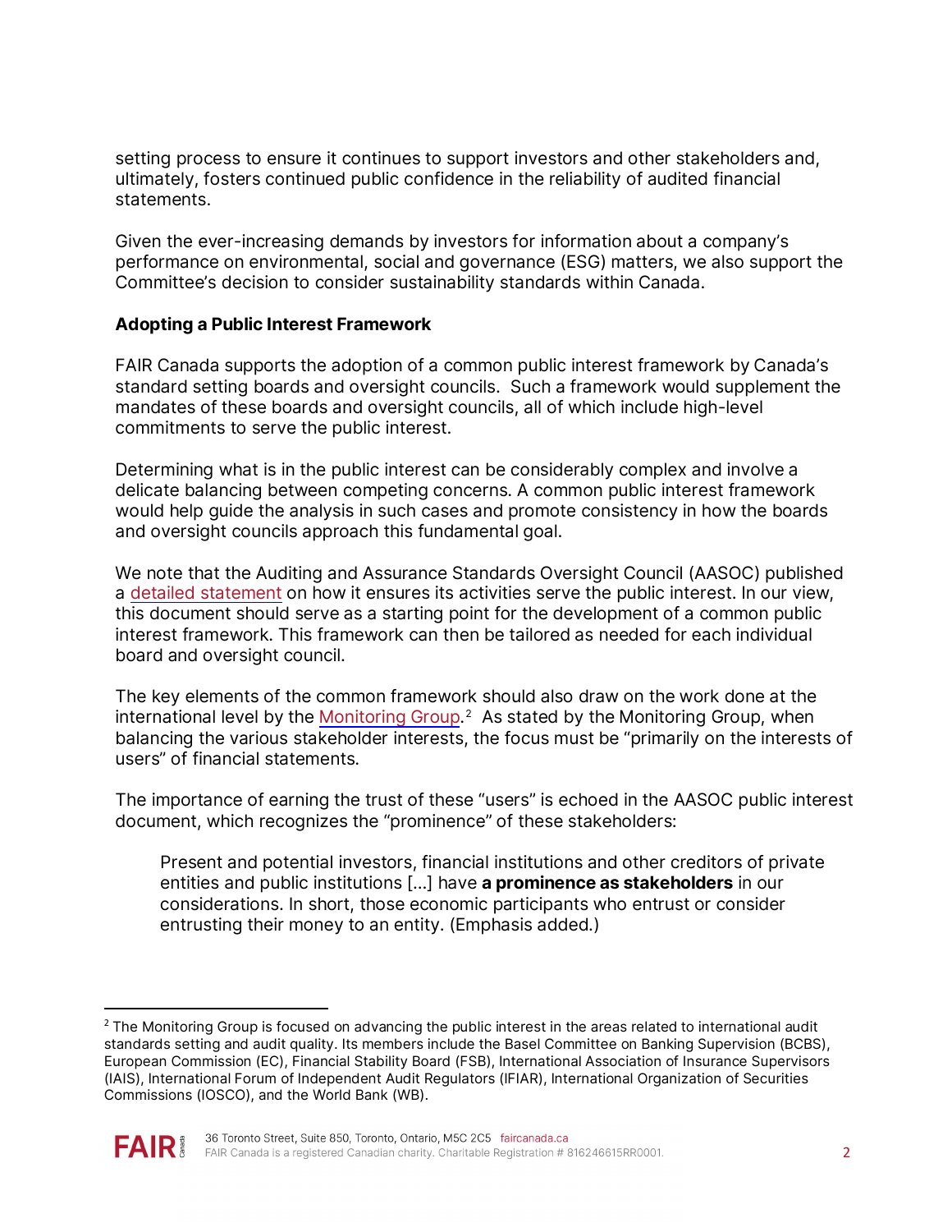setting process to ensure it continues to support investors and other stakeholders and, ultimately, fosters continued public confidence in the reliability of audited financial statements.

Given the ever-increasing demands by investors for information about a company's performance on environmental, social and governance (ESG) matters, we also support the Committee's decision to consider sustainability standards within Canada.

**Adopting a Public Interest Framework**

FAIR Canada supports the adoption of a common public interest framework by Canada's standard setting boards and oversight councils. Such a framework would supplement the mandates of these boards and oversight councils, all of which include high-level commitments to serve the public interest.

Determining what is in the public interest can be considerably complex and involve a delicate balancing between competing concerns. A common public interest framework would help guide the analysis in such cases and promote consistency in how the boards and oversight councils approach this fundamental goal.

We note that the Auditing and Assurance Standards Oversight Council (AASOC) published a detailed statement on how it ensures its activities serve the public interest. In our view, this document should serve as a starting point for the development of a common public interest framework. This framework can then be tailored as needed for each individual board and oversight council.

The key elements of the common framework should also draw on the work done at the international level by the Monitoring Group.[2] As stated by the Monitoring Group, when balancing the various stakeholder interests, the focus must be "primarily on the interests of users" of financial statements.

The importance of earning the trust of these "users" is echoed in the AASOC public interest document, which recognizes the "prominence" of these stakeholders:

> Present and potential investors, financial institutions and other creditors of private entities and public institutions [...] have **a prominence as stakeholders** in our considerations. In short, those economic participants who entrust or consider entrusting their money to an entity. (Emphasis added.)

[2] The Monitoring Group is focused on advancing the public interest in the areas related to international audit standards setting and audit quality. Its members include the Basel Committee on Banking Supervision (BCBS), European Commission (EC), Financial Stability Board (FSB), International Association of Insurance Supervisors (IAIS), International Forum of Independent Audit Regulators (IFIAR), International Organization of Securities Commissions (IOSCO), and the World Bank (WB).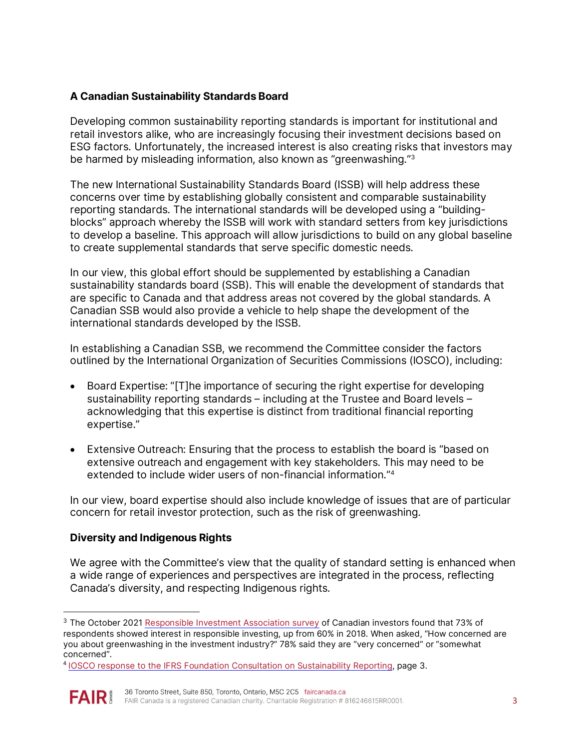**A Canadian Sustainability Standards Board**

Developing common sustainability reporting standards is important for institutional and retail investors alike, who are increasingly focusing their investment decisions based on ESG factors. Unfortunately, the increased interest is also creating risks that investors may be harmed by misleading information, also known as "greenwashing."[3]

The new International Sustainability Standards Board (ISSB) will help address these concerns over time by establishing globally consistent and comparable sustainability reporting standards. The international standards will be developed using a "building-blocks" approach whereby the ISSB will work with standard setters from key jurisdictions to develop a baseline. This approach will allow jurisdictions to build on any global baseline to create supplemental standards that serve specific domestic needs.

In our view, this global effort should be supplemented by establishing a Canadian sustainability standards board (SSB). This will enable the development of standards that are specific to Canada and that address areas not covered by the global standards. A Canadian SSB would also provide a vehicle to help shape the development of the international standards developed by the ISSB.

In establishing a Canadian SSB, we recommend the Committee consider the factors outlined by the International Organization of Securities Commissions (IOSCO), including:

- Board Expertise: "[T]he importance of securing the right expertise for developing sustainability reporting standards – including at the Trustee and Board levels – acknowledging that this expertise is distinct from traditional financial reporting expertise."
- Extensive Outreach: Ensuring that the process to establish the board is "based on extensive outreach and engagement with key stakeholders. This may need to be extended to include wider users of non-financial information."[4]

In our view, board expertise should also include knowledge of issues that are of particular concern for retail investor protection, such as the risk of greenwashing.

**Diversity and Indigenous Rights**

We agree with the Committee's view that the quality of standard setting is enhanced when a wide range of experiences and perspectives are integrated in the process, reflecting Canada's diversity, and respecting Indigenous rights.

---

[3] The October 2021 Responsible Investment Association survey of Canadian investors found that 73% of respondents showed interest in responsible investing, up from 60% in 2018. When asked, "How concerned are you about greenwashing in the investment industry?" 78% said they are "very concerned" or "somewhat concerned".

[4] IOSCO response to the IFRS Foundation Consultation on Sustainability Reporting, page 3.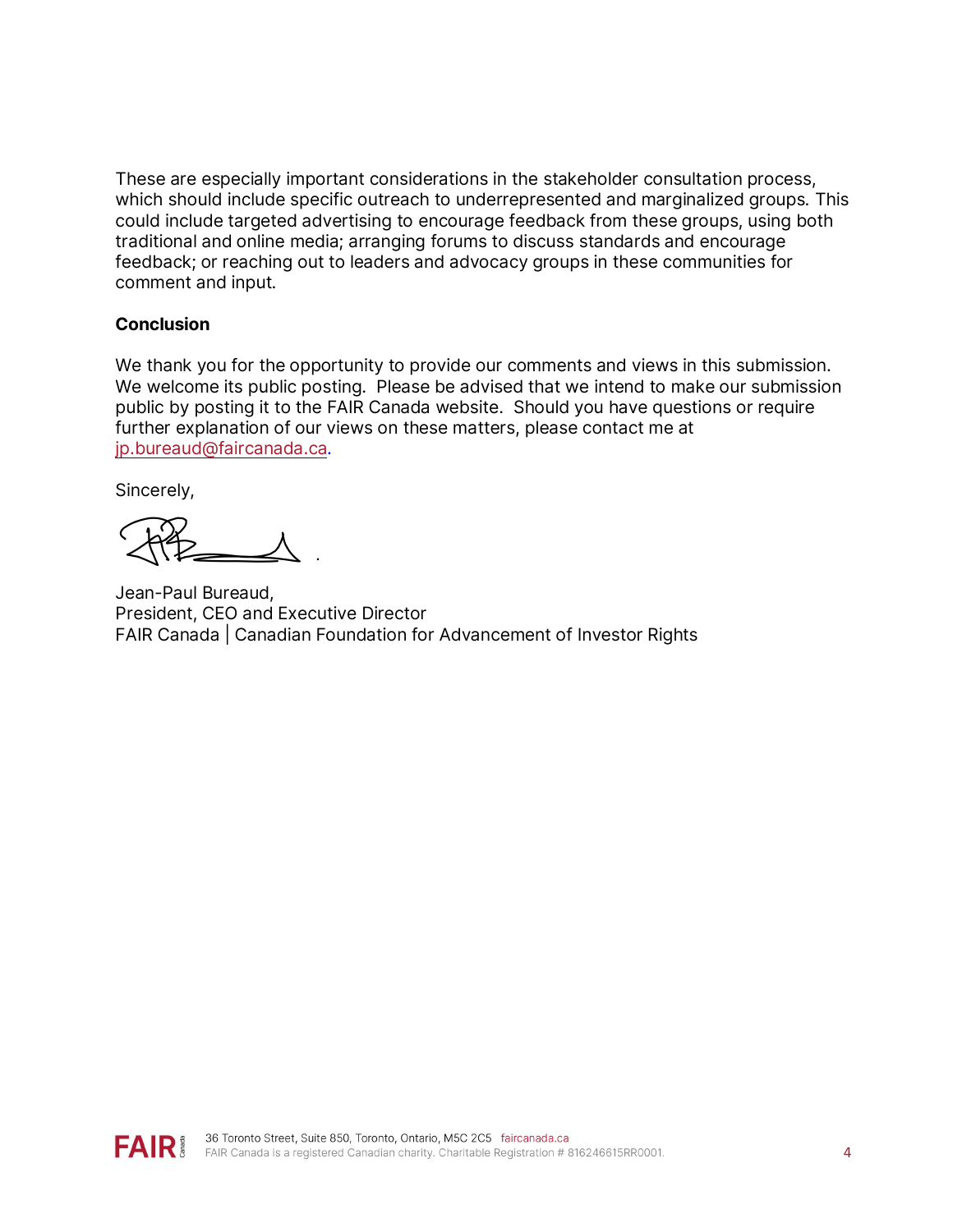These are especially important considerations in the stakeholder consultation process, which should include specific outreach to underrepresented and marginalized groups. This could include targeted advertising to encourage feedback from these groups, using both traditional and online media; arranging forums to discuss standards and encourage feedback; or reaching out to leaders and advocacy groups in these communities for comment and input.

**Conclusion**

We thank you for the opportunity to provide our comments and views in this submission. We welcome its public posting. Please be advised that we intend to make our submission public by posting it to the FAIR Canada website. Should you have questions or require further explanation of our views on these matters, please contact me at jp.bureaud@faircanada.ca.

Sincerely,

Jean-Paul Bureaud,
President, CEO and Executive Director
FAIR Canada | Canadian Foundation for Advancement of Investor Rights